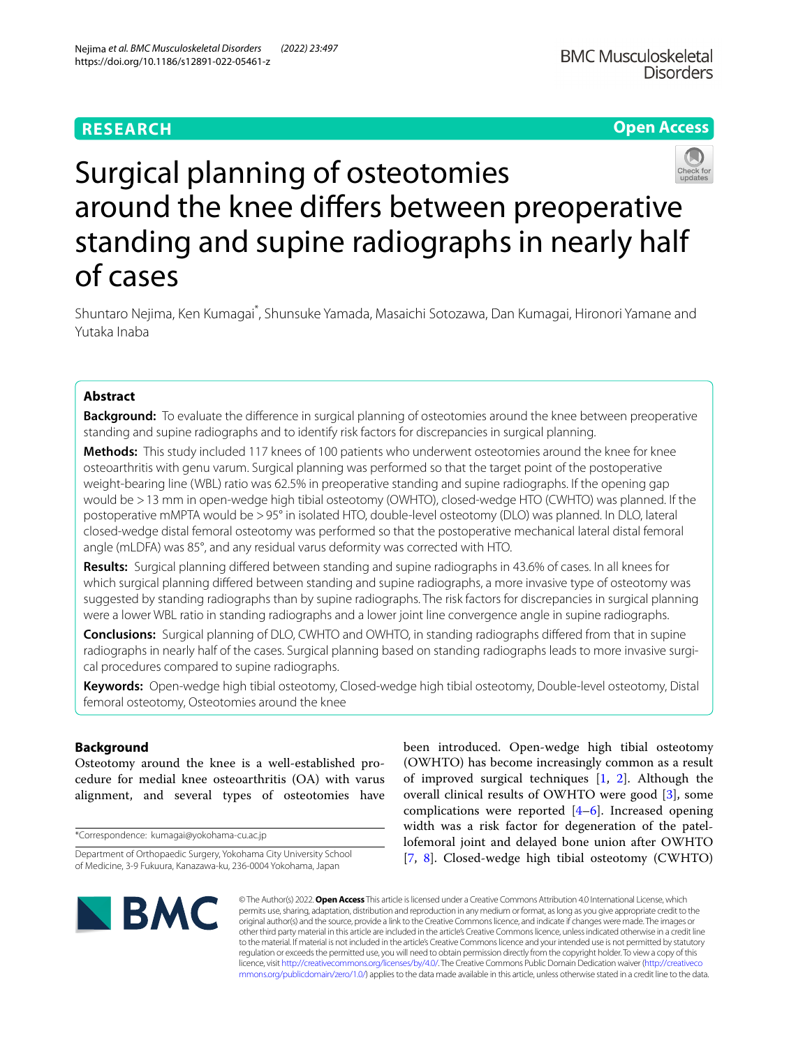RESEARCH

Open Access

# Surgical planning of osteotomies around the knee differs between preoperative standing and supine radiographs in nearly half of cases

Shuntaro Nejima, Ken Kumagai*, Shunsuke Yamada, Masaichi Sotozawa, Dan Kumagai, Hironori Yamane and Yutaka Inaba

## Abstract

**Background:** To evaluate the difference in surgical planning of osteotomies around the knee between preoperative standing and supine radiographs and to identify risk factors for discrepancies in surgical planning.

**Methods:** This study included 117 knees of 100 patients who underwent osteotomies around the knee for knee osteoarthritis with genu varum. Surgical planning was performed so that the target point of the postoperative weight-bearing line (WBL) ratio was 62.5% in preoperative standing and supine radiographs. If the opening gap would be > 13 mm in open-wedge high tibial osteotomy (OWHTO), closed-wedge HTO (CWHTO) was planned. If the postoperative mMPTA would be > 95° in isolated HTO, double-level osteotomy (DLO) was planned. In DLO, lateral closed-wedge distal femoral osteotomy was performed so that the postoperative mechanical lateral distal femoral angle (mLDFA) was 85°, and any residual varus deformity was corrected with HTO.

**Results:** Surgical planning differed between standing and supine radiographs in 43.6% of cases. In all knees for which surgical planning differed between standing and supine radiographs, a more invasive type of osteotomy was suggested by standing radiographs than by supine radiographs. The risk factors for discrepancies in surgical planning were a lower WBL ratio in standing radiographs and a lower joint line convergence angle in supine radiographs.

**Conclusions:** Surgical planning of DLO, CWHTO and OWHTO, in standing radiographs differed from that in supine radiographs in nearly half of the cases. Surgical planning based on standing radiographs leads to more invasive surgical procedures compared to supine radiographs.

**Keywords:** Open-wedge high tibial osteotomy, Closed-wedge high tibial osteotomy, Double-level osteotomy, Distal femoral osteotomy, Osteotomies around the knee

## Background

Osteotomy around the knee is a well-established procedure for medial knee osteoarthritis (OA) with varus alignment, and several types of osteotomies have been introduced. Open-wedge high tibial osteotomy (OWHTO) has become increasingly common as a result of improved surgical techniques [1, 2]. Although the overall clinical results of OWHTO were good [3], some complications were reported [4–6]. Increased opening width was a risk factor for degeneration of the patellofemoral joint and delayed bone union after OWHTO [7, 8]. Closed-wedge high tibial osteotomy (CWHTO)

*Correspondence: kumagai@yokohama-cu.ac.jp

Department of Orthopaedic Surgery, Yokohama City University School of Medicine, 3-9 Fukuura, Kanazawa-ku, 236-0004 Yokohama, Japan

© The Author(s) 2022. **Open Access** This article is licensed under a Creative Commons Attribution 4.0 International License, which permits use, sharing, adaptation, distribution and reproduction in any medium or format, as long as you give appropriate credit to the original author(s) and the source, provide a link to the Creative Commons licence, and indicate if changes were made. The images or other third party material in this article are included in the article's Creative Commons licence, unless indicated otherwise in a credit line to the material. If material is not included in the article's Creative Commons licence and your intended use is not permitted by statutory regulation or exceeds the permitted use, you will need to obtain permission directly from the copyright holder. To view a copy of this licence, visit http://creativecommons.org/licenses/by/4.0/. The Creative Commons Public Domain Dedication waiver (http://creativecommons.org/publicdomain/zero/1.0/) applies to the data made available in this article, unless otherwise stated in a credit line to the data.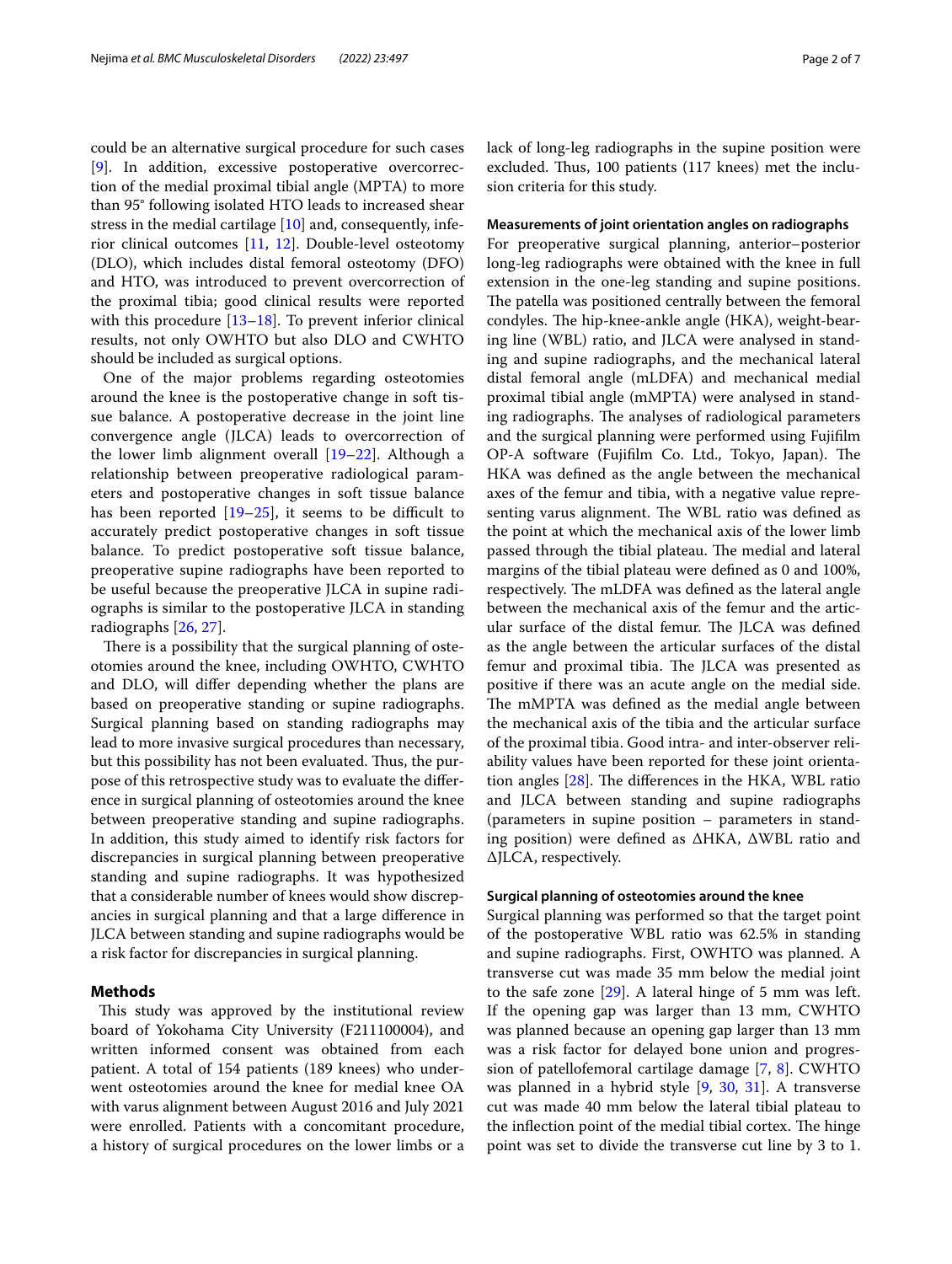could be an alternative surgical procedure for such cases [9]. In addition, excessive postoperative overcorrection of the medial proximal tibial angle (MPTA) to more than 95° following isolated HTO leads to increased shear stress in the medial cartilage [10] and, consequently, inferior clinical outcomes [11, 12]. Double-level osteotomy (DLO), which includes distal femoral osteotomy (DFO) and HTO, was introduced to prevent overcorrection of the proximal tibia; good clinical results were reported with this procedure [13–18]. To prevent inferior clinical results, not only OWHTO but also DLO and CWHTO should be included as surgical options.

One of the major problems regarding osteotomies around the knee is the postoperative change in soft tissue balance. A postoperative decrease in the joint line convergence angle (JLCA) leads to overcorrection of the lower limb alignment overall [19–22]. Although a relationship between preoperative radiological parameters and postoperative changes in soft tissue balance has been reported [19–25], it seems to be difficult to accurately predict postoperative changes in soft tissue balance. To predict postoperative soft tissue balance, preoperative supine radiographs have been reported to be useful because the preoperative JLCA in supine radiographs is similar to the postoperative JLCA in standing radiographs [26, 27].

There is a possibility that the surgical planning of osteotomies around the knee, including OWHTO, CWHTO and DLO, will differ depending whether the plans are based on preoperative standing or supine radiographs. Surgical planning based on standing radiographs may lead to more invasive surgical procedures than necessary, but this possibility has not been evaluated. Thus, the purpose of this retrospective study was to evaluate the difference in surgical planning of osteotomies around the knee between preoperative standing and supine radiographs. In addition, this study aimed to identify risk factors for discrepancies in surgical planning between preoperative standing and supine radiographs. It was hypothesized that a considerable number of knees would show discrepancies in surgical planning and that a large difference in JLCA between standing and supine radiographs would be a risk factor for discrepancies in surgical planning.

## Methods

This study was approved by the institutional review board of Yokohama City University (F211100004), and written informed consent was obtained from each patient. A total of 154 patients (189 knees) who underwent osteotomies around the knee for medial knee OA with varus alignment between August 2016 and July 2021 were enrolled. Patients with a concomitant procedure, a history of surgical procedures on the lower limbs or a lack of long-leg radiographs in the supine position were excluded. Thus, 100 patients (117 knees) met the inclusion criteria for this study.

### Measurements of joint orientation angles on radiographs

For preoperative surgical planning, anterior–posterior long-leg radiographs were obtained with the knee in full extension in the one-leg standing and supine positions. The patella was positioned centrally between the femoral condyles. The hip-knee-ankle angle (HKA), weight-bearing line (WBL) ratio, and JLCA were analysed in standing and supine radiographs, and the mechanical lateral distal femoral angle (mLDFA) and mechanical medial proximal tibial angle (mMPTA) were analysed in standing radiographs. The analyses of radiological parameters and the surgical planning were performed using Fujifilm OP-A software (Fujifilm Co. Ltd., Tokyo, Japan). The HKA was defined as the angle between the mechanical axes of the femur and tibia, with a negative value representing varus alignment. The WBL ratio was defined as the point at which the mechanical axis of the lower limb passed through the tibial plateau. The medial and lateral margins of the tibial plateau were defined as 0 and 100%, respectively. The mLDFA was defined as the lateral angle between the mechanical axis of the femur and the articular surface of the distal femur. The JLCA was defined as the angle between the articular surfaces of the distal femur and proximal tibia. The JLCA was presented as positive if there was an acute angle on the medial side. The mMPTA was defined as the medial angle between the mechanical axis of the tibia and the articular surface of the proximal tibia. Good intra- and inter-observer reliability values have been reported for these joint orientation angles [28]. The differences in the HKA, WBL ratio and JLCA between standing and supine radiographs (parameters in supine position – parameters in standing position) were defined as ΔHKA, ΔWBL ratio and ΔJLCA, respectively.

### Surgical planning of osteotomies around the knee

Surgical planning was performed so that the target point of the postoperative WBL ratio was 62.5% in standing and supine radiographs. First, OWHTO was planned. A transverse cut was made 35 mm below the medial joint to the safe zone [29]. A lateral hinge of 5 mm was left. If the opening gap was larger than 13 mm, CWHTO was planned because an opening gap larger than 13 mm was a risk factor for delayed bone union and progression of patellofemoral cartilage damage [7, 8]. CWHTO was planned in a hybrid style [9, 30, 31]. A transverse cut was made 40 mm below the lateral tibial plateau to the inflection point of the medial tibial cortex. The hinge point was set to divide the transverse cut line by 3 to 1.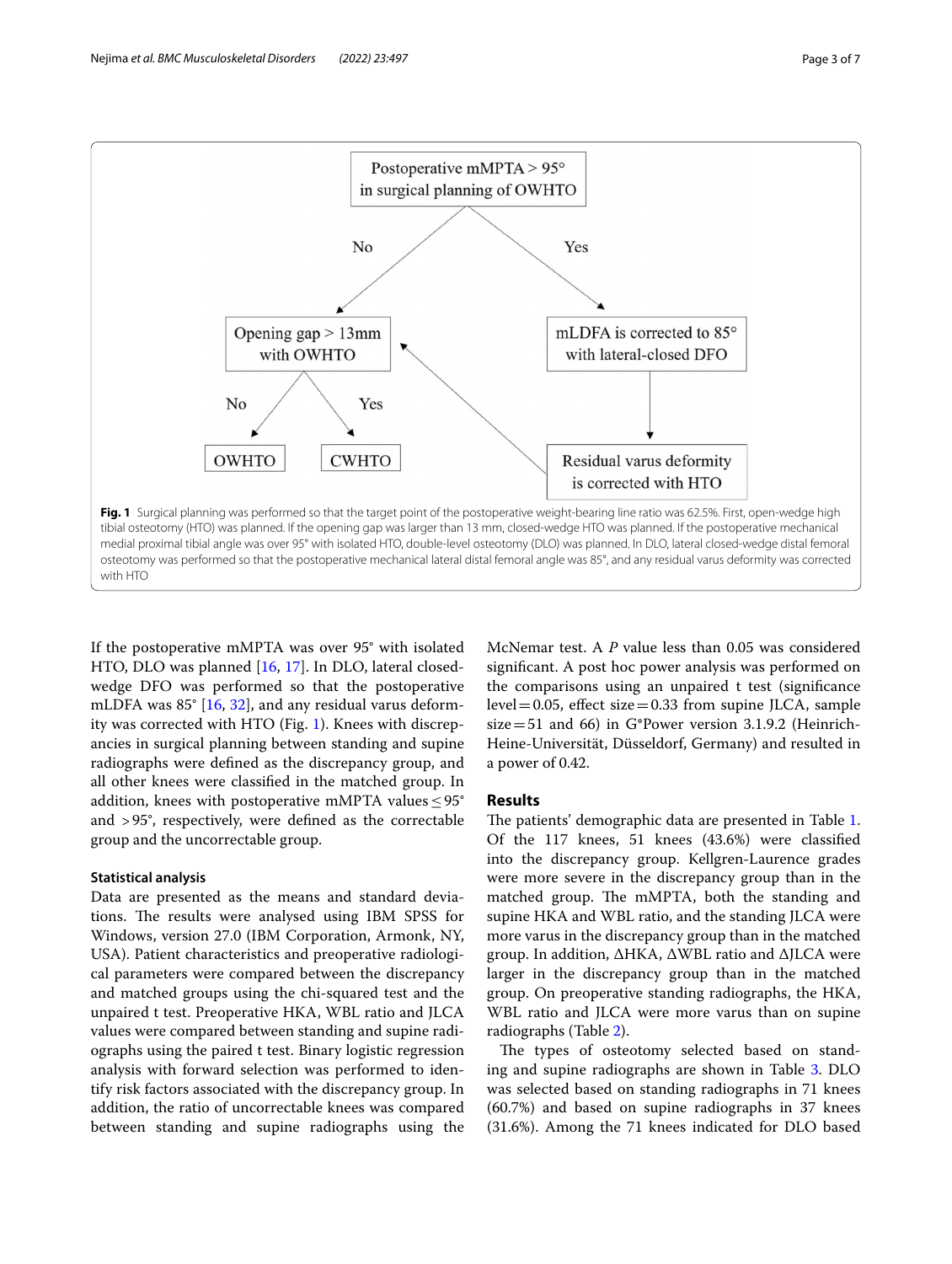Postoperative mMPTA > 95° in surgical planning of OWHTO

No → Opening gap > 13mm with OWHTO

Yes → mLDFA is corrected to 85° with lateral-closed DFO → Residual varus deformity is corrected with HTO

Opening gap > 13mm with OWHTO: No → OWHTO; Yes → CWHTO

**Fig. 1** Surgical planning was performed so that the target point of the postoperative weight-bearing line ratio was 62.5%. First, open-wedge high tibial osteotomy (HTO) was planned. If the opening gap was larger than 13 mm, closed-wedge HTO was planned. If the postoperative mechanical medial proximal tibial angle was over 95° with isolated HTO, double-level osteotomy (DLO) was planned. In DLO, lateral closed-wedge distal femoral osteotomy was performed so that the postoperative mechanical lateral distal femoral angle was 85°, and any residual varus deformity was corrected with HTO

If the postoperative mMPTA was over 95° with isolated HTO, DLO was planned [16, 17]. In DLO, lateral closed-wedge DFO was performed so that the postoperative mLDFA was 85° [16, 32], and any residual varus deformity was corrected with HTO (Fig. 1). Knees with discrepancies in surgical planning between standing and supine radiographs were defined as the discrepancy group, and all other knees were classified in the matched group. In addition, knees with postoperative mMPTA values ≤ 95° and > 95°, respectively, were defined as the correctable group and the uncorrectable group.

### Statistical analysis

Data are presented as the means and standard deviations. The results were analysed using IBM SPSS for Windows, version 27.0 (IBM Corporation, Armonk, NY, USA). Patient characteristics and preoperative radiological parameters were compared between the discrepancy and matched groups using the chi-squared test and the unpaired t test. Preoperative HKA, WBL ratio and JLCA values were compared between standing and supine radiographs using the paired t test. Binary logistic regression analysis with forward selection was performed to identify risk factors associated with the discrepancy group. In addition, the ratio of uncorrectable knees was compared between standing and supine radiographs using the McNemar test. A $P$ value less than 0.05 was considered significant. A post hoc power analysis was performed on the comparisons using an unpaired t test (significance level = 0.05, effect size = 0.33 from supine JLCA, sample size = 51 and 66) in G*Power version 3.1.9.2 (Heinrich-Heine-Universität, Düsseldorf, Germany) and resulted in a power of 0.42.

## Results

The patients' demographic data are presented in Table 1. Of the 117 knees, 51 knees (43.6%) were classified into the discrepancy group. Kellgren-Laurence grades were more severe in the discrepancy group than in the matched group. The mMPTA, both the standing and supine HKA and WBL ratio, and the standing JLCA were more varus in the discrepancy group than in the matched group. In addition, ΔHKA, ΔWBL ratio and ΔJLCA were larger in the discrepancy group than in the matched group. On preoperative standing radiographs, the HKA, WBL ratio and JLCA were more varus than on supine radiographs (Table 2).

The types of osteotomy selected based on standing and supine radiographs are shown in Table 3. DLO was selected based on standing radiographs in 71 knees (60.7%) and based on supine radiographs in 37 knees (31.6%). Among the 71 knees indicated for DLO based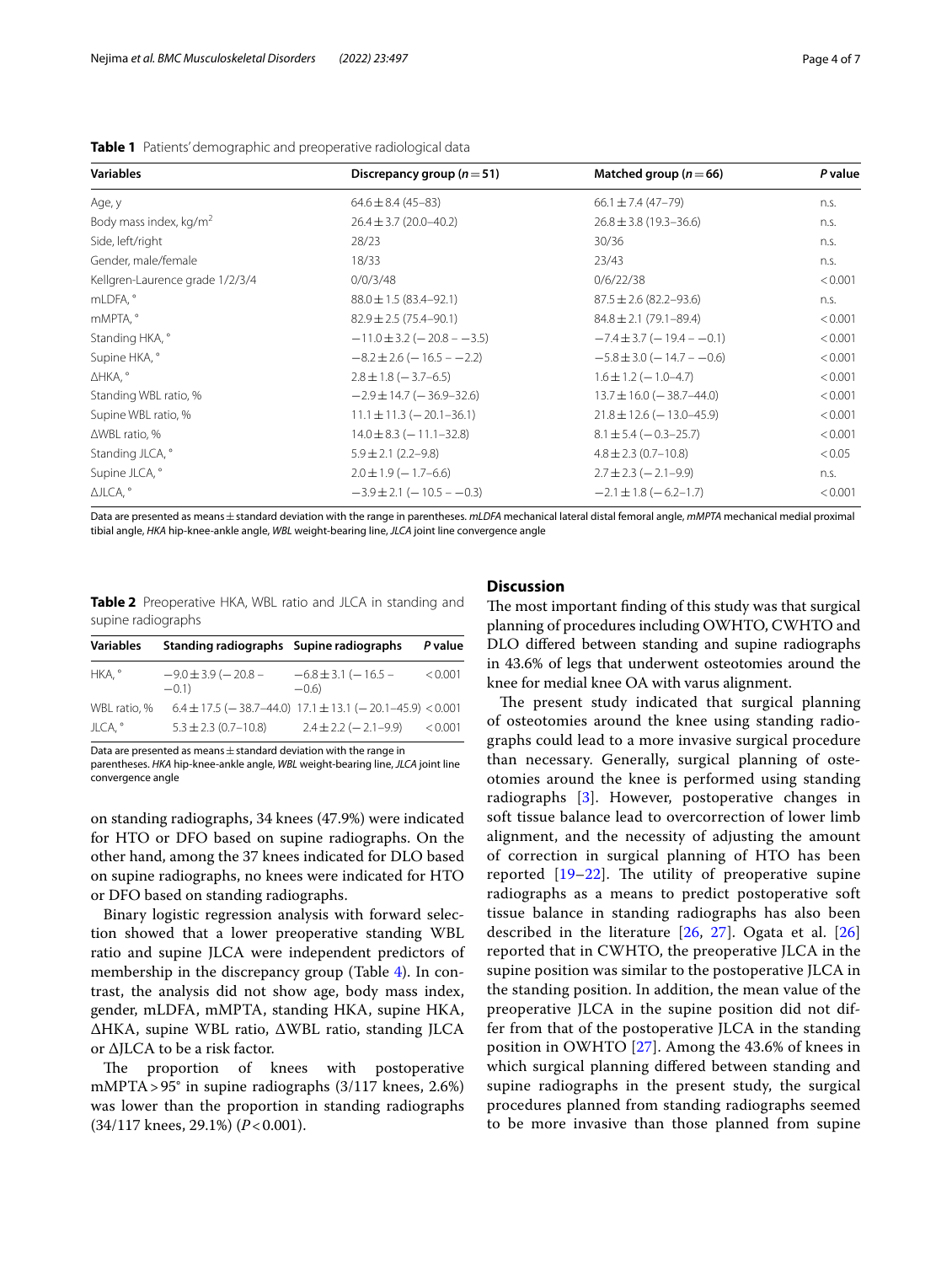**Table 1** Patients' demographic and preoperative radiological data

| Variables | Discrepancy group ($n = 51$) | Matched group ($n = 66$) | *P* value |
|---|---|---|---|
| Age, y | 64.6 ± 8.4 (45–83) | 66.1 ± 7.4 (47–79) | n.s. |
| Body mass index, kg/m$^2$ | 26.4 ± 3.7 (20.0–40.2) | 26.8 ± 3.8 (19.3–36.6) | n.s. |
| Side, left/right | 28/23 | 30/36 | n.s. |
| Gender, male/female | 18/33 | 23/43 | n.s. |
| Kellgren-Laurence grade 1/2/3/4 | 0/0/3/48 | 0/6/22/38 | < 0.001 |
| mLDFA, ° | 88.0 ± 1.5 (83.4–92.1) | 87.5 ± 2.6 (82.2–93.6) | n.s. |
| mMPTA, ° | 82.9 ± 2.5 (75.4–90.1) | 84.8 ± 2.1 (79.1–89.4) | < 0.001 |
| Standing HKA, ° | −11.0 ± 3.2 (−20.8 – −3.5) | −7.4 ± 3.7 (−19.4 – −0.1) | < 0.001 |
| Supine HKA, ° | −8.2 ± 2.6 (−16.5 – −2.2) | −5.8 ± 3.0 (−14.7 – −0.6) | < 0.001 |
| ΔHKA, ° | 2.8 ± 1.8 (−3.7–6.5) | 1.6 ± 1.2 (−1.0–4.7) | < 0.001 |
| Standing WBL ratio, % | −2.9 ± 14.7 (−36.9–32.6) | 13.7 ± 16.0 (−38.7–44.0) | < 0.001 |
| Supine WBL ratio, % | 11.1 ± 11.3 (−20.1–36.1) | 21.8 ± 12.6 (−13.0–45.9) | < 0.001 |
| ΔWBL ratio, % | 14.0 ± 8.3 (−11.1–32.8) | 8.1 ± 5.4 (−0.3–25.7) | < 0.001 |
| Standing JLCA, ° | 5.9 ± 2.1 (2.2–9.8) | 4.8 ± 2.3 (0.7–10.8) | < 0.05 |
| Supine JLCA, ° | 2.0 ± 1.9 (−1.7–6.6) | 2.7 ± 2.3 (−2.1–9.9) | n.s. |
| ΔJLCA, ° | −3.9 ± 2.1 (−10.5 – −0.3) | −2.1 ± 1.8 (−6.2–1.7) | < 0.001 |

Data are presented as means ± standard deviation with the range in parentheses. *mLDFA* mechanical lateral distal femoral angle, *mMPTA* mechanical medial proximal tibial angle, *HKA* hip-knee-ankle angle, *WBL* weight-bearing line, *JLCA* joint line convergence angle

**Table 2** Preoperative HKA, WBL ratio and JLCA in standing and supine radiographs

| Variables | Standing radiographs | Supine radiographs | *P* value |
|---|---|---|---|
| HKA, ° | −9.0 ± 3.9 (−20.8 – −0.1) | −6.8 ± 3.1 (−16.5 – −0.6) | < 0.001 |
| WBL ratio, % | 6.4 ± 17.5 (−38.7–44.0) | 17.1 ± 13.1 (−20.1–45.9) | < 0.001 |
| JLCA, ° | 5.3 ± 2.3 (0.7–10.8) | 2.4 ± 2.2 (−2.1–9.9) | < 0.001 |

Data are presented as means ± standard deviation with the range in parentheses. *HKA* hip-knee-ankle angle, *WBL* weight-bearing line, *JLCA* joint line convergence angle

on standing radiographs, 34 knees (47.9%) were indicated for HTO or DFO based on supine radiographs. On the other hand, among the 37 knees indicated for DLO based on supine radiographs, no knees were indicated for HTO or DFO based on standing radiographs.

Binary logistic regression analysis with forward selection showed that a lower preoperative standing WBL ratio and supine JLCA were independent predictors of membership in the discrepancy group (Table 4). In contrast, the analysis did not show age, body mass index, gender, mLDFA, mMPTA, standing HKA, supine HKA, ΔHKA, supine WBL ratio, ΔWBL ratio, standing JLCA or ΔJLCA to be a risk factor.

The proportion of knees with postoperative mMPTA > 95° in supine radiographs (3/117 knees, 2.6%) was lower than the proportion in standing radiographs (34/117 knees, 29.1%) ($P < 0.001$).

## Discussion

The most important finding of this study was that surgical planning of procedures including OWHTO, CWHTO and DLO differed between standing and supine radiographs in 43.6% of legs that underwent osteotomies around the knee for medial knee OA with varus alignment.

The present study indicated that surgical planning of osteotomies around the knee using standing radiographs could lead to a more invasive surgical procedure than necessary. Generally, surgical planning of osteotomies around the knee is performed using standing radiographs [3]. However, postoperative changes in soft tissue balance lead to overcorrection of lower limb alignment, and the necessity of adjusting the amount of correction in surgical planning of HTO has been reported [19–22]. The utility of preoperative supine radiographs as a means to predict postoperative soft tissue balance in standing radiographs has also been described in the literature [26, 27]. Ogata et al. [26] reported that in CWHTO, the preoperative JLCA in the supine position was similar to the postoperative JLCA in the standing position. In addition, the mean value of the preoperative JLCA in the supine position did not differ from that of the postoperative JLCA in the standing position in OWHTO [27]. Among the 43.6% of knees in which surgical planning differed between standing and supine radiographs in the present study, the surgical procedures planned from standing radiographs seemed to be more invasive than those planned from supine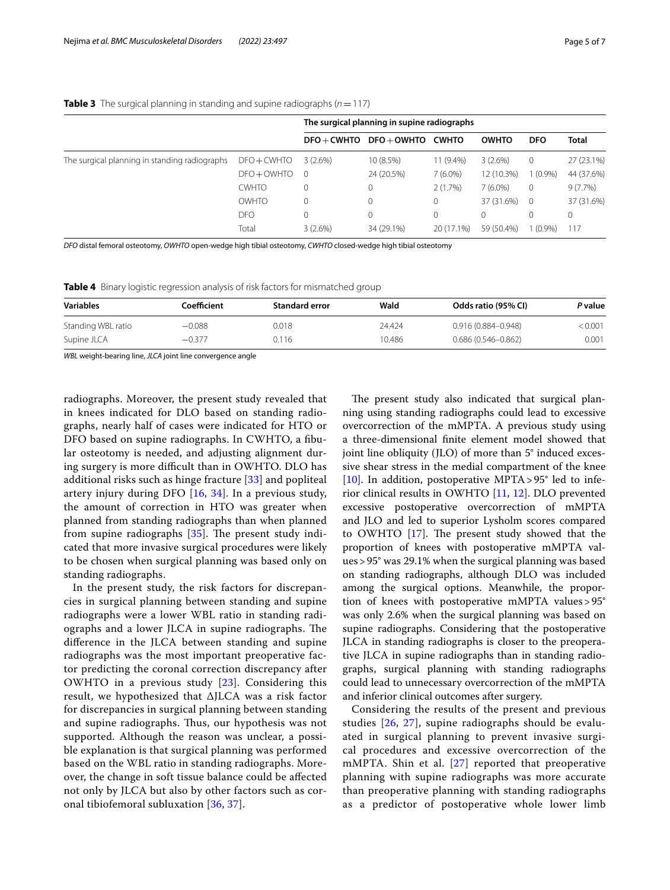**Table 3** The surgical planning in standing and supine radiographs ($n = 117$)

| | | The surgical planning in supine radiographs | | | | | |
|---|---|---|---|---|---|---|---|
| | | DFO + CWHTO | DFO + OWHTO | CWHTO | OWHTO | DFO | Total |
| The surgical planning in standing radiographs | DFO + CWHTO | 3 (2.6%) | 10 (8.5%) | 11 (9.4%) | 3 (2.6%) | 0 | 27 (23.1%) |
| | DFO + OWHTO | 0 | 24 (20.5%) | 7 (6.0%) | 12 (10.3%) | 1 (0.9%) | 44 (37.6%) |
| | CWHTO | 0 | 0 | 2 (1.7%) | 7 (6.0%) | 0 | 9 (7.7%) |
| | OWHTO | 0 | 0 | 0 | 37 (31.6%) | 0 | 37 (31.6%) |
| | DFO | 0 | 0 | 0 | 0 | 0 | 0 |
| | Total | 3 (2.6%) | 34 (29.1%) | 20 (17.1%) | 59 (50.4%) | 1 (0.9%) | 117 |

*DFO* distal femoral osteotomy, *OWHTO* open-wedge high tibial osteotomy, *CWHTO* closed-wedge high tibial osteotomy

**Table 4** Binary logistic regression analysis of risk factors for mismatched group

| Variables | Coefficient | Standard error | Wald | Odds ratio (95% CI) | *P* value |
|---|---|---|---|---|---|
| Standing WBL ratio | −0.088 | 0.018 | 24.424 | 0.916 (0.884–0.948) | < 0.001 |
| Supine JLCA | −0.377 | 0.116 | 10.486 | 0.686 (0.546–0.862) | 0.001 |

*WBL* weight-bearing line, *JLCA* joint line convergence angle

radiographs. Moreover, the present study revealed that in knees indicated for DLO based on standing radiographs, nearly half of cases were indicated for HTO or DFO based on supine radiographs. In CWHTO, a fibular osteotomy is needed, and adjusting alignment during surgery is more difficult than in OWHTO. DLO has additional risks such as hinge fracture [33] and popliteal artery injury during DFO [16, 34]. In a previous study, the amount of correction in HTO was greater when planned from standing radiographs than when planned from supine radiographs [35]. The present study indicated that more invasive surgical procedures were likely to be chosen when surgical planning was based only on standing radiographs.

In the present study, the risk factors for discrepancies in surgical planning between standing and supine radiographs were a lower WBL ratio in standing radiographs and a lower JLCA in supine radiographs. The difference in the JLCA between standing and supine radiographs was the most important preoperative factor predicting the coronal correction discrepancy after OWHTO in a previous study [23]. Considering this result, we hypothesized that ΔJLCA was a risk factor for discrepancies in surgical planning between standing and supine radiographs. Thus, our hypothesis was not supported. Although the reason was unclear, a possible explanation is that surgical planning was performed based on the WBL ratio in standing radiographs. Moreover, the change in soft tissue balance could be affected not only by JLCA but also by other factors such as coronal tibiofemoral subluxation [36, 37].

The present study also indicated that surgical planning using standing radiographs could lead to excessive overcorrection of the mMPTA. A previous study using a three-dimensional finite element model showed that joint line obliquity (JLO) of more than 5° induced excessive shear stress in the medial compartment of the knee [10]. In addition, postoperative MPTA > 95° led to inferior clinical results in OWHTO [11, 12]. DLO prevented excessive postoperative overcorrection of mMPTA and JLO and led to superior Lysholm scores compared to OWHTO [17]. The present study showed that the proportion of knees with postoperative mMPTA values > 95° was 29.1% when the surgical planning was based on standing radiographs, although DLO was included among the surgical options. Meanwhile, the proportion of knees with postoperative mMPTA values > 95° was only 2.6% when the surgical planning was based on supine radiographs. Considering that the postoperative JLCA in standing radiographs is closer to the preoperative JLCA in supine radiographs than in standing radiographs, surgical planning with standing radiographs could lead to unnecessary overcorrection of the mMPTA and inferior clinical outcomes after surgery.

Considering the results of the present and previous studies [26, 27], supine radiographs should be evaluated in surgical planning to prevent invasive surgical procedures and excessive overcorrection of the mMPTA. Shin et al. [27] reported that preoperative planning with supine radiographs was more accurate than preoperative planning with standing radiographs as a predictor of postoperative whole lower limb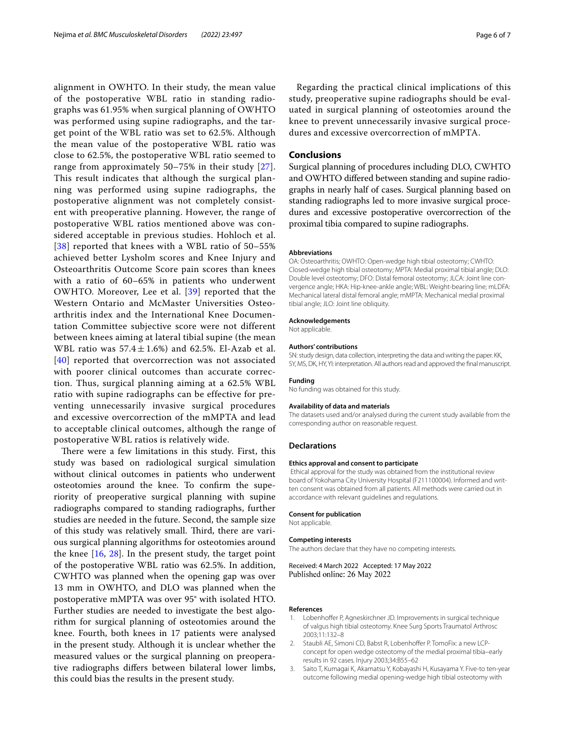alignment in OWHTO. In their study, the mean value of the postoperative WBL ratio in standing radiographs was 61.95% when surgical planning of OWHTO was performed using supine radiographs, and the target point of the WBL ratio was set to 62.5%. Although the mean value of the postoperative WBL ratio was close to 62.5%, the postoperative WBL ratio seemed to range from approximately 50–75% in their study [27]. This result indicates that although the surgical planning was performed using supine radiographs, the postoperative alignment was not completely consistent with preoperative planning. However, the range of postoperative WBL ratios mentioned above was considered acceptable in previous studies. Hohloch et al. [38] reported that knees with a WBL ratio of 50–55% achieved better Lysholm scores and Knee Injury and Osteoarthritis Outcome Score pain scores than knees with a ratio of 60–65% in patients who underwent OWHTO. Moreover, Lee et al. [39] reported that the Western Ontario and McMaster Universities Osteoarthritis index and the International Knee Documentation Committee subjective score were not different between knees aiming at lateral tibial supine (the mean WBL ratio was $57.4 \pm 1.6\%$) and 62.5%. El-Azab et al. [40] reported that overcorrection was not associated with poorer clinical outcomes than accurate correction. Thus, surgical planning aiming at a 62.5% WBL ratio with supine radiographs can be effective for preventing unnecessarily invasive surgical procedures and excessive overcorrection of the mMPTA and lead to acceptable clinical outcomes, although the range of postoperative WBL ratios is relatively wide.

There were a few limitations in this study. First, this study was based on radiological surgical simulation without clinical outcomes in patients who underwent osteotomies around the knee. To confirm the superiority of preoperative surgical planning with supine radiographs compared to standing radiographs, further studies are needed in the future. Second, the sample size of this study was relatively small. Third, there are various surgical planning algorithms for osteotomies around the knee [16, 28]. In the present study, the target point of the postoperative WBL ratio was 62.5%. In addition, CWHTO was planned when the opening gap was over 13 mm in OWHTO, and DLO was planned when the postoperative mMPTA was over 95° with isolated HTO. Further studies are needed to investigate the best algorithm for surgical planning of osteotomies around the knee. Fourth, both knees in 17 patients were analysed in the present study. Although it is unclear whether the measured values or the surgical planning on preoperative radiographs differs between bilateral lower limbs, this could bias the results in the present study.

Regarding the practical clinical implications of this study, preoperative supine radiographs should be evaluated in surgical planning of osteotomies around the knee to prevent unnecessarily invasive surgical procedures and excessive overcorrection of mMPTA.

## Conclusions

Surgical planning of procedures including DLO, CWHTO and OWHTO differed between standing and supine radiographs in nearly half of cases. Surgical planning based on standing radiographs led to more invasive surgical procedures and excessive postoperative overcorrection of the proximal tibia compared to supine radiographs.

#### Abbreviations

OA: Osteoarthritis; OWHTO: Open-wedge high tibial osteotomy; CWHTO: Closed-wedge high tibial osteotomy; MPTA: Medial proximal tibial angle; DLO: Double level osteotomy; DFO: Distal femoral osteotomy; JLCA: Joint line convergence angle; HKA: Hip-knee-ankle angle; WBL: Weight-bearing line; mLDFA: Mechanical lateral distal femoral angle; mMPTA: Mechanical medial proximal tibial angle; JLO: Joint line obliquity.

#### Acknowledgements

Not applicable.

#### Authors' contributions

SN: study design, data collection, interpreting the data and writing the paper. KK, SY, MS, DK, HY, YI: interpretation. All authors read and approved the final manuscript.

#### Funding

No funding was obtained for this study.

#### Availability of data and materials

The datasets used and/or analysed during the current study available from the corresponding author on reasonable request.

### Declarations

#### Ethics approval and consent to participate

Ethical approval for the study was obtained from the institutional review board of Yokohama City University Hospital (F211100004). Informed and written consent was obtained from all patients. All methods were carried out in accordance with relevant guidelines and regulations.

#### Consent for publication

Not applicable.

#### Competing interests

The authors declare that they have no competing interests.

Received: 4 March 2022 Accepted: 17 May 2022
Published online: 26 May 2022

#### References

1. Lobenhoffer P, Agneskirchner JD. Improvements in surgical technique of valgus high tibial osteotomy. Knee Surg Sports Traumatol Arthrosc 2003;11:132–8
2. Staubli AE, Simoni CD, Babst R, Lobenhoffer P. TomoFix: a new LCP-concept for open wedge osteotomy of the medial proximal tibia–early results in 92 cases. Injury 2003;34:B55–62
3. Saito T, Kumagai K, Akamatsu Y, Kobayashi H, Kusayama Y. Five-to ten-year outcome following medial opening-wedge high tibial osteotomy with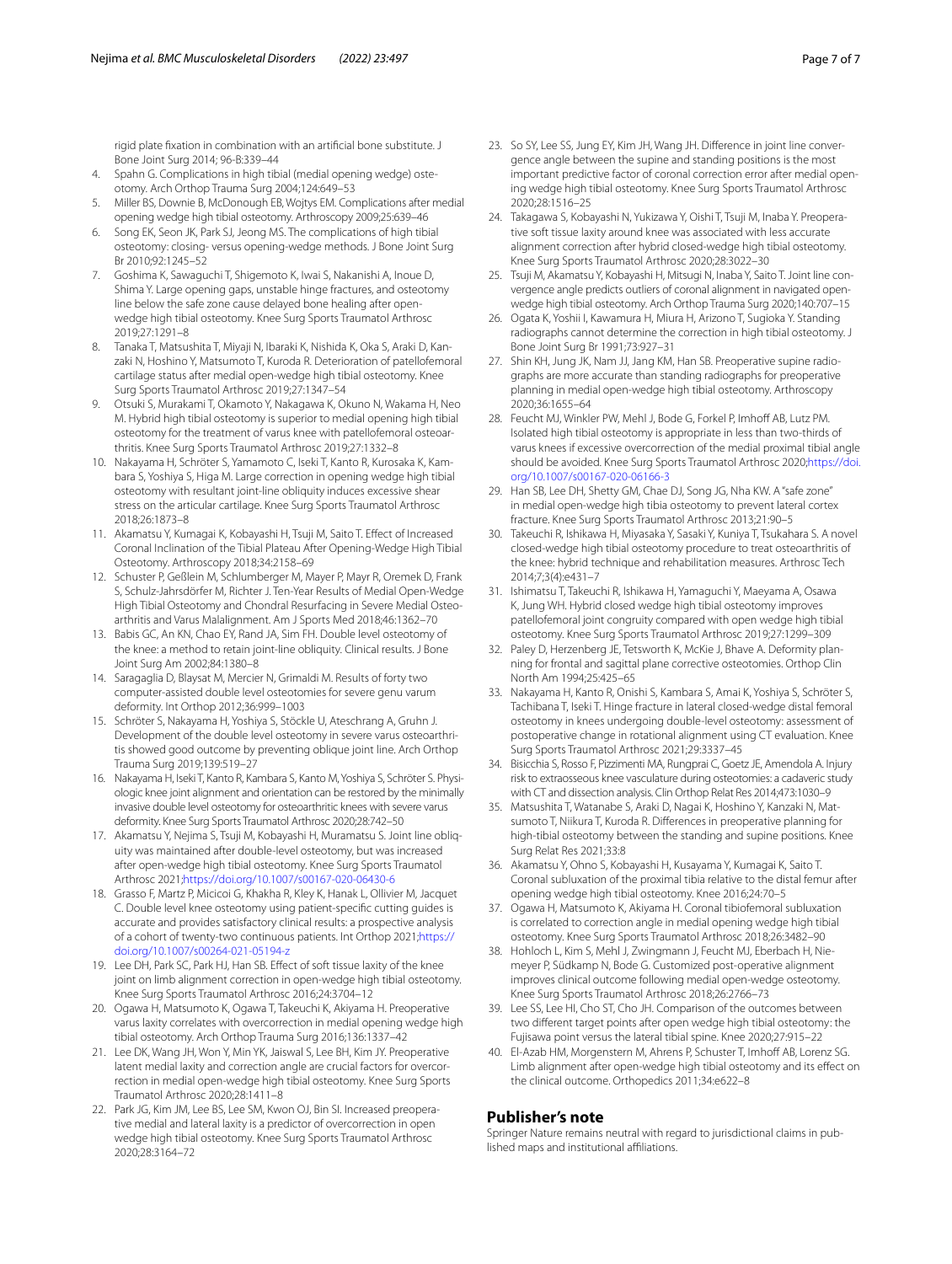rigid plate fixation in combination with an artificial bone substitute. J Bone Joint Surg 2014; 96-B:339–44

4. Spahn G. Complications in high tibial (medial opening wedge) osteotomy. Arch Orthop Trauma Surg 2004;124:649–53
5. Miller BS, Downie B, McDonough EB, Wojtys EM. Complications after medial opening wedge high tibial osteotomy. Arthroscopy 2009;25:639–46
6. Song EK, Seon JK, Park SJ, Jeong MS. The complications of high tibial osteotomy: closing- versus opening-wedge methods. J Bone Joint Surg Br 2010;92:1245–52
7. Goshima K, Sawaguchi T, Shigemoto K, Iwai S, Nakanishi A, Inoue D, Shima Y. Large opening gaps, unstable hinge fractures, and osteotomy line below the safe zone cause delayed bone healing after open-wedge high tibial osteotomy. Knee Surg Sports Traumatol Arthrosc 2019;27:1291–8
8. Tanaka T, Matsushita T, Miyaji N, Ibaraki K, Nishida K, Oka S, Araki D, Kanzaki N, Hoshino Y, Matsumoto T, Kuroda R. Deterioration of patellofemoral cartilage status after medial open-wedge high tibial osteotomy. Knee Surg Sports Traumatol Arthrosc 2019;27:1347–54
9. Otsuki S, Murakami T, Okamoto Y, Nakagawa K, Okuno N, Wakama H, Neo M. Hybrid high tibial osteotomy is superior to medial opening high tibial osteotomy for the treatment of varus knee with patellofemoral osteoarthritis. Knee Surg Sports Traumatol Arthrosc 2019;27:1332–8
10. Nakayama H, Schröter S, Yamamoto C, Iseki T, Kanto R, Kurosaka K, Kambara S, Yoshiya S, Higa M. Large correction in opening wedge high tibial osteotomy with resultant joint-line obliquity induces excessive shear stress on the articular cartilage. Knee Surg Sports Traumatol Arthrosc 2018;26:1873–8
11. Akamatsu Y, Kumagai K, Kobayashi H, Tsuji M, Saito T. Effect of Increased Coronal Inclination of the Tibial Plateau After Opening-Wedge High Tibial Osteotomy. Arthroscopy 2018;34:2158–69
12. Schuster P, Geßlein M, Schlumberger M, Mayer P, Mayr R, Oremek D, Frank S, Schulz-Jahrsdörfer M, Richter J. Ten-Year Results of Medial Open-Wedge High Tibial Osteotomy and Chondral Resurfacing in Severe Medial Osteoarthritis and Varus Malalignment. Am J Sports Med 2018;46:1362–70
13. Babis GC, An KN, Chao EY, Rand JA, Sim FH. Double level osteotomy of the knee: a method to retain joint-line obliquity. Clinical results. J Bone Joint Surg Am 2002;84:1380–8
14. Saragaglia D, Blaysat M, Mercier N, Grimaldi M. Results of forty two computer-assisted double level osteotomies for severe genu varum deformity. Int Orthop 2012;36:999–1003
15. Schröter S, Nakayama H, Yoshiya S, Stöckle U, Ateschrang A, Gruhn J. Development of the double level osteotomy in severe varus osteoarthritis showed good outcome by preventing oblique joint line. Arch Orthop Trauma Surg 2019;139:519–27
16. Nakayama H, Iseki T, Kanto R, Kambara S, Kanto M, Yoshiya S, Schröter S. Physiologic knee joint alignment and orientation can be restored by the minimally invasive double level osteotomy for osteoarthritic knees with severe varus deformity. Knee Surg Sports Traumatol Arthrosc 2020;28:742–50
17. Akamatsu Y, Nejima S, Tsuji M, Kobayashi H, Muramatsu S. Joint line obliquity was maintained after double-level osteotomy, but was increased after open-wedge high tibial osteotomy. Knee Surg Sports Traumatol Arthrosc 2021;https://doi.org/10.1007/s00167-020-06430-6
18. Grasso F, Martz P, Micicoi G, Khakha R, Kley K, Hanak L, Ollivier M, Jacquet C. Double level knee osteotomy using patient-specific cutting guides is accurate and provides satisfactory clinical results: a prospective analysis of a cohort of twenty-two continuous patients. Int Orthop 2021;https://doi.org/10.1007/s00264-021-05194-z
19. Lee DH, Park SC, Park HJ, Han SB. Effect of soft tissue laxity of the knee joint on limb alignment correction in open-wedge high tibial osteotomy. Knee Surg Sports Traumatol Arthrosc 2016;24:3704–12
20. Ogawa H, Matsumoto K, Ogawa T, Takeuchi K, Akiyama H. Preoperative varus laxity correlates with overcorrection in medial opening wedge high tibial osteotomy. Arch Orthop Trauma Surg 2016;136:1337–42
21. Lee DK, Wang JH, Won Y, Min YK, Jaiswal S, Lee BH, Kim JY. Preoperative latent medial laxity and correction angle are crucial factors for overcorrection in medial open-wedge high tibial osteotomy. Knee Surg Sports Traumatol Arthrosc 2020;28:1411–8
22. Park JG, Kim JM, Lee BS, Lee SM, Kwon OJ, Bin SI. Increased preoperative medial and lateral laxity is a predictor of overcorrection in open wedge high tibial osteotomy. Knee Surg Sports Traumatol Arthrosc 2020;28:3164–72
23. So SY, Lee SS, Jung EY, Kim JH, Wang JH. Difference in joint line convergence angle between the supine and standing positions is the most important predictive factor of coronal correction error after medial opening wedge high tibial osteotomy. Knee Surg Sports Traumatol Arthrosc 2020;28:1516–25
24. Takagawa S, Kobayashi N, Yukizawa Y, Oishi T, Tsuji M, Inaba Y. Preoperative soft tissue laxity around knee was associated with less accurate alignment correction after hybrid closed-wedge high tibial osteotomy. Knee Surg Sports Traumatol Arthrosc 2020;28:3022–30
25. Tsuji M, Akamatsu Y, Kobayashi H, Mitsugi N, Inaba Y, Saito T. Joint line convergence angle predicts outliers of coronal alignment in navigated open-wedge high tibial osteotomy. Arch Orthop Trauma Surg 2020;140:707–15
26. Ogata K, Yoshii I, Kawamura H, Miura H, Arizono T, Sugioka Y. Standing radiographs cannot determine the correction in high tibial osteotomy. J Bone Joint Surg Br 1991;73:927–31
27. Shin KH, Jung JK, Nam JJ, Jang KM, Han SB. Preoperative supine radiographs are more accurate than standing radiographs for preoperative planning in medial open-wedge high tibial osteotomy. Arthroscopy 2020;36:1655–64
28. Feucht MJ, Winkler PW, Mehl J, Bode G, Forkel P, Imhoff AB, Lutz PM. Isolated high tibial osteotomy is appropriate in less than two-thirds of varus knees if excessive overcorrection of the medial proximal tibial angle should be avoided. Knee Surg Sports Traumatol Arthrosc 2020;https://doi.org/10.1007/s00167-020-06166-3
29. Han SB, Lee DH, Shetty GM, Chae DJ, Song JG, Nha KW. A "safe zone" in medial open-wedge high tibia osteotomy to prevent lateral cortex fracture. Knee Surg Sports Traumatol Arthrosc 2013;21:90–5
30. Takeuchi R, Ishikawa H, Miyasaka Y, Sasaki Y, Kuniya T, Tsukahara S. A novel closed-wedge high tibial osteotomy procedure to treat osteoarthritis of the knee: hybrid technique and rehabilitation measures. Arthrosc Tech 2014;7;3(4):e431–7
31. Ishimatsu T, Takeuchi R, Ishikawa H, Yamaguchi Y, Maeyama A, Osawa K, Jung WH. Hybrid closed wedge high tibial osteotomy improves patellofemoral joint congruity compared with open wedge high tibial osteotomy. Knee Surg Sports Traumatol Arthrosc 2019;27:1299–309
32. Paley D, Herzenberg JE, Tetsworth K, McKie J, Bhave A. Deformity planning for frontal and sagittal plane corrective osteotomies. Orthop Clin North Am 1994;25:425–65
33. Nakayama H, Kanto R, Onishi S, Kambara S, Amai K, Yoshiya S, Schröter S, Tachibana T, Iseki T. Hinge fracture in lateral closed-wedge distal femoral osteotomy in knees undergoing double-level osteotomy: assessment of postoperative change in rotational alignment using CT evaluation. Knee Surg Sports Traumatol Arthrosc 2021;29:3337–45
34. Bisicchia S, Rosso F, Pizzimenti MA, Rungprai C, Goetz JE, Amendola A. Injury risk to extraosseous knee vasculature during osteotomies: a cadaveric study with CT and dissection analysis. Clin Orthop Relat Res 2014;473:1030–9
35. Matsushita T, Watanabe S, Araki D, Nagai K, Hoshino Y, Kanzaki N, Matsumoto T, Niikura T, Kuroda R. Differences in preoperative planning for high-tibial osteotomy between the standing and supine positions. Knee Surg Relat Res 2021;33:8
36. Akamatsu Y, Ohno S, Kobayashi H, Kusayama Y, Kumagai K, Saito T. Coronal subluxation of the proximal tibia relative to the distal femur after opening wedge high tibial osteotomy. Knee 2016;24:70–5
37. Ogawa H, Matsumoto K, Akiyama H. Coronal tibiofemoral subluxation is correlated to correction angle in medial opening wedge high tibial osteotomy. Knee Surg Sports Traumatol Arthrosc 2018;26:3482–90
38. Hohloch L, Kim S, Mehl J, Zwingmann J, Feucht MJ, Eberbach H, Niemeyer P, Südkamp N, Bode G. Customized post-operative alignment improves clinical outcome following medial open-wedge osteotomy. Knee Surg Sports Traumatol Arthrosc 2018;26:2766–73
39. Lee SS, Lee HI, Cho ST, Cho JH. Comparison of the outcomes between two different target points after open wedge high tibial osteotomy: the Fujisawa point versus the lateral tibial spine. Knee 2020;27:915–22
40. El-Azab HM, Morgenstern M, Ahrens P, Schuster T, Imhoff AB, Lorenz SG. Limb alignment after open-wedge high tibial osteotomy and its effect on the clinical outcome. Orthopedics 2011;34:e622–8

## Publisher's note

Springer Nature remains neutral with regard to jurisdictional claims in published maps and institutional affiliations.